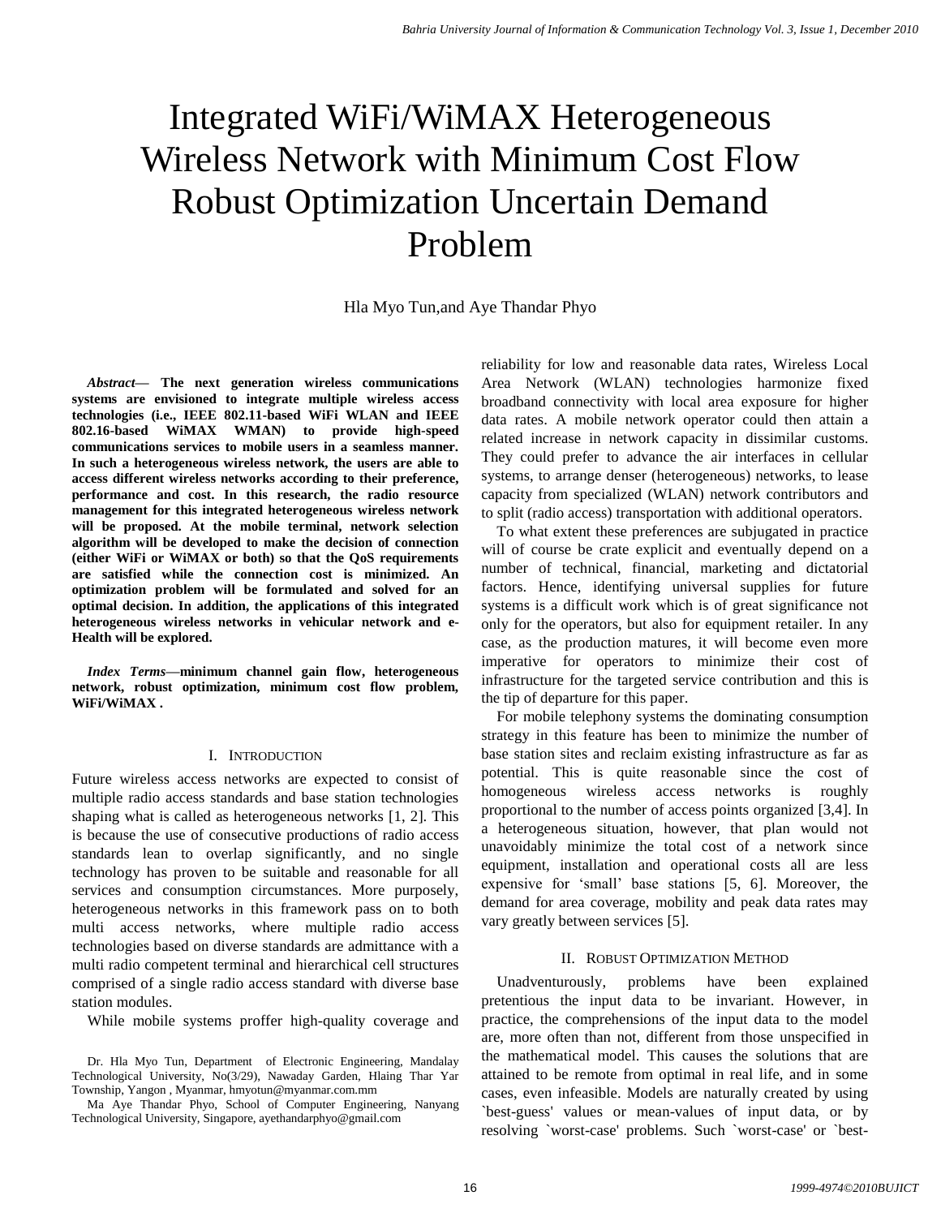# Integrated WiFi/WiMAX Heterogeneous Wireless Network with Minimum Cost Flow Robust Optimization Uncertain Demand Problem

Hla Myo Tun,and Aye Thandar Phyo

***Abstract*— The next generation wireless communications systems are envisioned to integrate multiple wireless access technologies (i.e., IEEE 802.11-based WiFi WLAN and IEEE 802.16-based WiMAX WMAN) to provide high-speed communications services to mobile users in a seamless manner. In such a heterogeneous wireless network, the users are able to access different wireless networks according to their preference, performance and cost. In this research, the radio resource management for this integrated heterogeneous wireless network will be proposed. At the mobile terminal, network selection algorithm will be developed to make the decision of connection (either WiFi or WiMAX or both) so that the QoS requirements are satisfied while the connection cost is minimized. An optimization problem will be formulated and solved for an optimal decision. In addition, the applications of this integrated heterogeneous wireless networks in vehicular network and e-Health will be explored.**

***Index Terms*—minimum channel gain flow, heterogeneous network, robust optimization, minimum cost flow problem, WiFi/WiMAX .**

## I. Introduction

Future wireless access networks are expected to consist of multiple radio access standards and base station technologies shaping what is called as heterogeneous networks [1, 2]. This is because the use of consecutive productions of radio access standards lean to overlap significantly, and no single technology has proven to be suitable and reasonable for all services and consumption circumstances. More purposely, heterogeneous networks in this framework pass on to both multi access networks, where multiple radio access technologies based on diverse standards are admittance with a multi radio competent terminal and hierarchical cell structures comprised of a single radio access standard with diverse base station modules.

While mobile systems proffer high-quality coverage and reliability for low and reasonable data rates, Wireless Local Area Network (WLAN) technologies harmonize fixed broadband connectivity with local area exposure for higher data rates. A mobile network operator could then attain a related increase in network capacity in dissimilar customs. They could prefer to advance the air interfaces in cellular systems, to arrange denser (heterogeneous) networks, to lease capacity from specialized (WLAN) network contributors and to split (radio access) transportation with additional operators.

To what extent these preferences are subjugated in practice will of course be crate explicit and eventually depend on a number of technical, financial, marketing and dictatorial factors. Hence, identifying universal supplies for future systems is a difficult work which is of great significance not only for the operators, but also for equipment retailer. In any case, as the production matures, it will become even more imperative for operators to minimize their cost of infrastructure for the targeted service contribution and this is the tip of departure for this paper.

For mobile telephony systems the dominating consumption strategy in this feature has been to minimize the number of base station sites and reclaim existing infrastructure as far as potential. This is quite reasonable since the cost of homogeneous wireless access networks is roughly proportional to the number of access points organized [3,4]. In a heterogeneous situation, however, that plan would not unavoidably minimize the total cost of a network since equipment, installation and operational costs all are less expensive for 'small' base stations [5, 6]. Moreover, the demand for area coverage, mobility and peak data rates may vary greatly between services [5].

## II. Robust Optimization Method

Unadventurously, problems have been explained pretentious the input data to be invariant. However, in practice, the comprehensions of the input data to the model are, more often than not, different from those unspecified in the mathematical model. This causes the solutions that are attained to be remote from optimal in real life, and in some cases, even infeasible. Models are naturally created by using `best-guess' values or mean-values of input data, or by resolving `worst-case' problems. Such `worst-case' or `best-

Dr. Hla Myo Tun, Department of Electronic Engineering, Mandalay Technological University, No(3/29), Nawaday Garden, Hlaing Thar Yar Township, Yangon , Myanmar, hmyotun@myanmar.com.mm

Ma Aye Thandar Phyo, School of Computer Engineering, Nanyang Technological University, Singapore, ayethandarphyo@gmail.com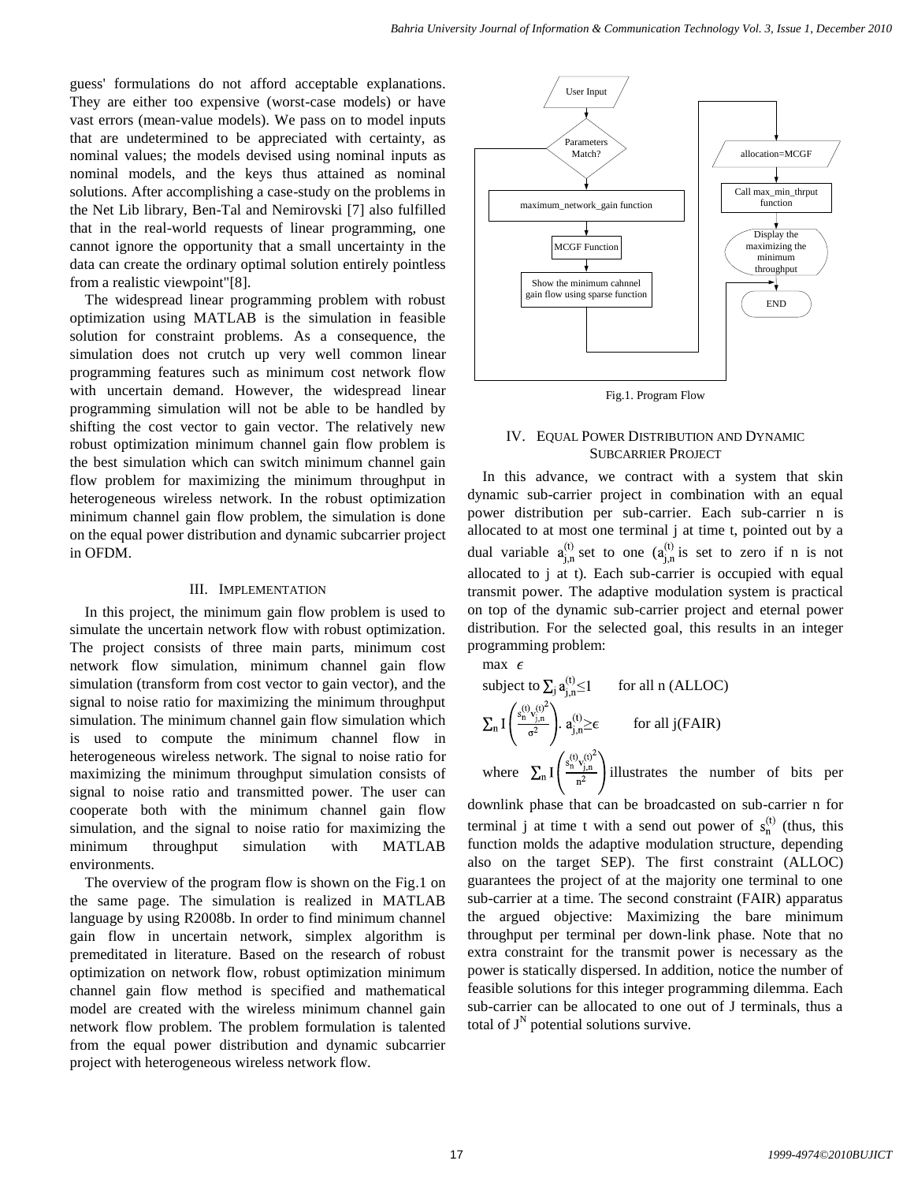guess' formulations do not afford acceptable explanations. They are either too expensive (worst-case models) or have vast errors (mean-value models). We pass on to model inputs that are undetermined to be appreciated with certainty, as nominal values; the models devised using nominal inputs as nominal models, and the keys thus attained as nominal solutions. After accomplishing a case-study on the problems in the Net Lib library, Ben-Tal and Nemirovski [7] also fulfilled that in the real-world requests of linear programming, one cannot ignore the opportunity that a small uncertainty in the data can create the ordinary optimal solution entirely pointless from a realistic viewpoint"[8].

The widespread linear programming problem with robust optimization using MATLAB is the simulation in feasible solution for constraint problems. As a consequence, the simulation does not crutch up very well common linear programming features such as minimum cost network flow with uncertain demand. However, the widespread linear programming simulation will not be able to be handled by shifting the cost vector to gain vector. The relatively new robust optimization minimum channel gain flow problem is the best simulation which can switch minimum channel gain flow problem for maximizing the minimum throughput in heterogeneous wireless network. In the robust optimization minimum channel gain flow problem, the simulation is done on the equal power distribution and dynamic subcarrier project in OFDM.

## III. Implementation

In this project, the minimum gain flow problem is used to simulate the uncertain network flow with robust optimization. The project consists of three main parts, minimum cost network flow simulation, minimum channel gain flow simulation (transform from cost vector to gain vector), and the signal to noise ratio for maximizing the minimum throughput simulation. The minimum channel gain flow simulation which is used to compute the minimum channel flow in heterogeneous wireless network. The signal to noise ratio for maximizing the minimum throughput simulation consists of signal to noise ratio and transmitted power. The user can cooperate both with the minimum channel gain flow simulation, and the signal to noise ratio for maximizing the minimum throughput simulation with MATLAB environments.

The overview of the program flow is shown on the Fig.1 on the same page. The simulation is realized in MATLAB language by using R2008b. In order to find minimum channel gain flow in uncertain network, simplex algorithm is premeditated in literature. Based on the research of robust optimization on network flow, robust optimization minimum channel gain flow method is specified and mathematical model are created with the wireless minimum channel gain network flow problem. The problem formulation is talented from the equal power distribution and dynamic subcarrier project with heterogeneous wireless network flow.

User Input → Parameters Match? → maximum_network_gain function → MCGF Function → Show the minimum cahnnel gain flow using sparse function → allocation=MCGF → Call max_min_thrput function → Display the maximizing the minimum throughput → END

Fig.1. Program Flow

## IV. Equal Power Distribution and Dynamic Subcarrier Project

In this advance, we contract with a system that skin dynamic sub-carrier project in combination with an equal power distribution per sub-carrier. Each sub-carrier n is allocated to at most one terminal j at time t, pointed out by a dual variable $a_{j,n}^{(t)}$ set to one ($a_{j,n}^{(t)}$ is set to zero if n is not allocated to j at t). Each sub-carrier is occupied with equal transmit power. The adaptive modulation system is practical on top of the dynamic sub-carrier project and eternal power distribution. For the selected goal, this results in an integer programming problem:

$$\max \ \epsilon$$

$$\text{subject to } \sum_j a_{j,n}^{(t)} \leq 1 \qquad \text{for all n (ALLOC)}$$

$$\sum_n I\left(\frac{s_n^{(t)} v_{j,n}^{(t)^2}}{\sigma^2}\right) \cdot a_{j,n}^{(t)} \geq \epsilon \qquad \text{for all j(FAIR)}$$

where $\sum_n I\left(\frac{s_n^{(t)} v_{j,n}^{(t)^2}}{n^2}\right)$ illustrates the number of bits per downlink phase that can be broadcasted on sub-carrier n for terminal j at time t with a send out power of $s_n^{(t)}$ (thus, this function molds the adaptive modulation structure, depending also on the target SEP). The first constraint (ALLOC) guarantees the project of at the majority one terminal to one sub-carrier at a time. The second constraint (FAIR) apparatus the argued objective: Maximizing the bare minimum throughput per terminal per down-link phase. Note that no extra constraint for the transmit power is necessary as the power is statically dispersed. In addition, notice the number of feasible solutions for this integer programming dilemma. Each sub-carrier can be allocated to one out of J terminals, thus a total of $J^N$ potential solutions survive.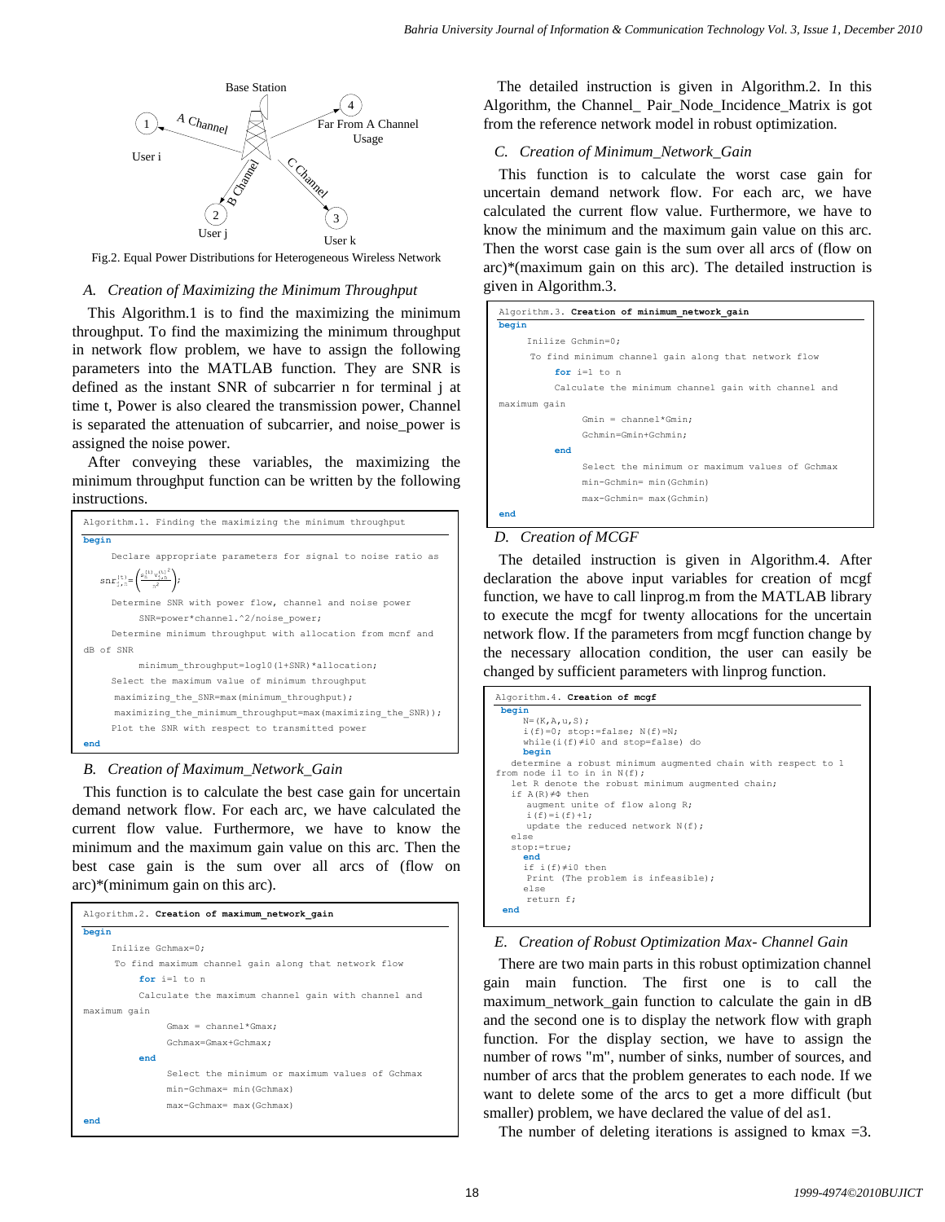Base Station

A Channel

Far From A Channel Usage

B Channel

C Channel

User i

User j

User k

Fig.2. Equal Power Distributions for Heterogeneous Wireless Network

### *A. Creation of Maximizing the Minimum Throughput*

This Algorithm.1 is to find the maximizing the minimum throughput. To find the maximizing the minimum throughput in network flow problem, we have to assign the following parameters into the MATLAB function. They are SNR is defined as the instant SNR of subcarrier n for terminal j at time t, Power is also cleared the transmission power, Channel is separated the attenuation of subcarrier, and noise_power is assigned the noise power.

After conveying these variables, the maximizing the minimum throughput function can be written by the following instructions.

```
Algorithm.1. Finding the maximizing the minimum throughput
begin
    Declare appropriate parameters for signal to noise ratio as
    snr_{j,n}^{(t)} = ( p_j^{(t)} v_{j,n}^{(t)2} / η^2 );
    Determine SNR with power flow, channel and noise power
        SNR=power*channel.^2/noise_power;
    Determine minimum throughput with allocation from mcnf and
dB of SNR
        minimum_throughput=log10(1+SNR)*allocation;
    Select the maximum value of minimum throughput
     maximizing_the_SNR=max(minimum_throughput);
     maximizing_the_minimum_throughput=max(maximizing_the_SNR));
    Plot the SNR with respect to transmitted power
end
```

### *B. Creation of Maximum_Network_Gain*

This function is to calculate the best case gain for uncertain demand network flow. For each arc, we have calculated the current flow value. Furthermore, we have to know the minimum and the maximum gain value on this arc. Then the best case gain is the sum over all arcs of (flow on arc)*(minimum gain on this arc).

```
Algorithm.2. Creation of maximum_network_gain
begin
    Inilize Gchmax=0;
     To find maximum channel gain along that network flow
        for i=1 to n
        Calculate the maximum channel gain with channel and
maximum gain
            Gmax = channel*Gmax;
            Gchmax=Gmax+Gchmax;
        end
            Select the minimum or maximum values of Gchmax
            min-Gchmax= min(Gchmax)
            max-Gchmax= max(Gchmax)
end
```

The detailed instruction is given in Algorithm.2. In this Algorithm, the Channel_ Pair_Node_Incidence_Matrix is got from the reference network model in robust optimization.

### *C. Creation of Minimum_Network_Gain*

This function is to calculate the worst case gain for uncertain demand network flow. For each arc, we have calculated the current flow value. Furthermore, we have to know the minimum and the maximum gain value on this arc. Then the worst case gain is the sum over all arcs of (flow on arc)*(maximum gain on this arc). The detailed instruction is given in Algorithm.3.

```
Algorithm.3. Creation of minimum_network_gain
begin
     Inilize Gchmin=0;
      To find minimum channel gain along that network flow
         for i=1 to n
         Calculate the minimum channel gain with channel and
maximum gain
             Gmin = channel*Gmin;
             Gchmin=Gmin+Gchmin;
         end
             Select the minimum or maximum values of Gchmax
             min-Gchmin= min(Gchmin)
             max-Gchmin= max(Gchmin)
end
```

### *D. Creation of MCGF*

The detailed instruction is given in Algorithm.4. After declaration the above input variables for creation of mcgf function, we have to call linprog.m from the MATLAB library to execute the mcgf for twenty allocations for the uncertain network flow. If the parameters from mcgf function change by the necessary allocation condition, the user can easily be changed by sufficient parameters with linprog function.

```
Algorithm.4. Creation of mcgf
 begin
     N=(K,A,u,S);
     i(f)=0; stop:=false; N(f)=N;
     while(i(f)≠i0 and stop=false) do
     begin
   determine a robust minimum augmented chain with respect to l
from node i1 to in in N(f);
   let R denote the robust minimum augmented chain;
   if A(R)≠Φ then
     augment unite of flow along R;
     i(f)=i(f)+1;
     update the reduced network N(f);
   else
   stop:=true;
     end
     if i(f)≠i0 then
     Print (The problem is infeasible);
     else
     return f;
 end
```

### *E. Creation of Robust Optimization Max- Channel Gain*

There are two main parts in this robust optimization channel gain main function. The first one is to call the maximum_network_gain function to calculate the gain in dB and the second one is to display the network flow with graph function. For the display section, we have to assign the number of rows "m", number of sinks, number of sources, and number of arcs that the problem generates to each node. If we want to delete some of the arcs to get a more difficult (but smaller) problem, we have declared the value of del as1.

The number of deleting iterations is assigned to kmax =3.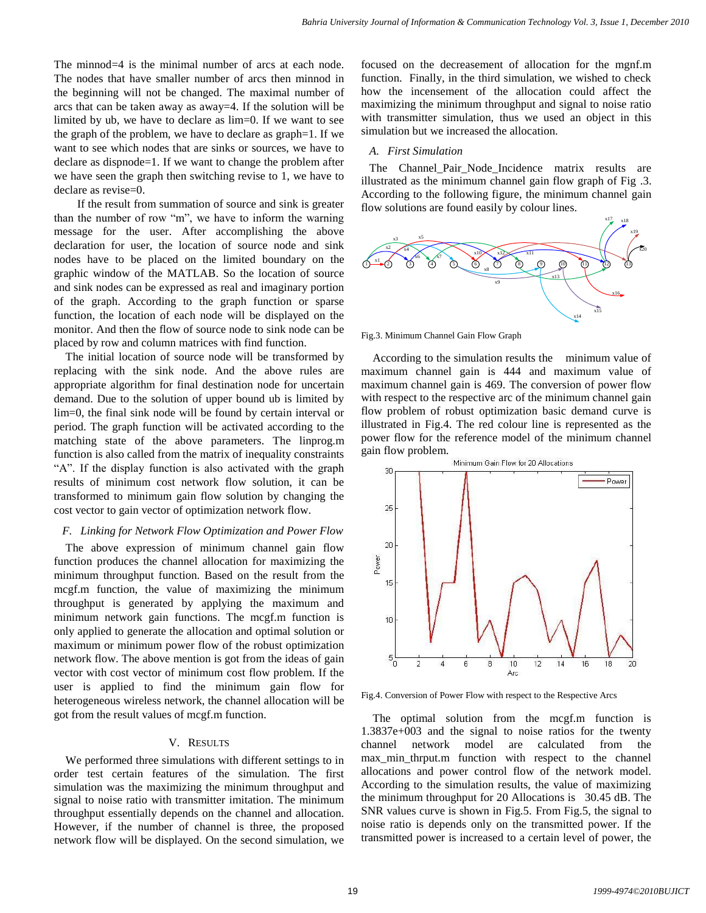The minnod=4 is the minimal number of arcs at each node. The nodes that have smaller number of arcs then minnod in the beginning will not be changed. The maximal number of arcs that can be taken away as away=4. If the solution will be limited by ub, we have to declare as lim=0. If we want to see the graph of the problem, we have to declare as graph=1. If we want to see which nodes that are sinks or sources, we have to declare as dispnode=1. If we want to change the problem after we have seen the graph then switching revise to 1, we have to declare as revise=0.

If the result from summation of source and sink is greater than the number of row "m", we have to inform the warning message for the user. After accomplishing the above declaration for user, the location of source node and sink nodes have to be placed on the limited boundary on the graphic window of the MATLAB. So the location of source and sink nodes can be expressed as real and imaginary portion of the graph. According to the graph function or sparse function, the location of each node will be displayed on the monitor. And then the flow of source node to sink node can be placed by row and column matrices with find function.

The initial location of source node will be transformed by replacing with the sink node. And the above rules are appropriate algorithm for final destination node for uncertain demand. Due to the solution of upper bound ub is limited by lim=0, the final sink node will be found by certain interval or period. The graph function will be activated according to the matching state of the above parameters. The linprog.m function is also called from the matrix of inequality constraints "A". If the display function is also activated with the graph results of minimum cost network flow solution, it can be transformed to minimum gain flow solution by changing the cost vector to gain vector of optimization network flow.

### F. Linking for Network Flow Optimization and Power Flow

The above expression of minimum channel gain flow function produces the channel allocation for maximizing the minimum throughput function. Based on the result from the mcgf.m function, the value of maximizing the minimum throughput is generated by applying the maximum and minimum network gain functions. The mcgf.m function is only applied to generate the allocation and optimal solution or maximum or minimum power flow of the robust optimization network flow. The above mention is got from the ideas of gain vector with cost vector of minimum cost flow problem. If the user is applied to find the minimum gain flow for heterogeneous wireless network, the channel allocation will be got from the result values of mcgf.m function.

## V. Results

We performed three simulations with different settings to in order test certain features of the simulation. The first simulation was the maximizing the minimum throughput and signal to noise ratio with transmitter imitation. The minimum throughput essentially depends on the channel and allocation. However, if the number of channel is three, the proposed network flow will be displayed. On the second simulation, we focused on the decreasement of allocation for the mgnf.m function. Finally, in the third simulation, we wished to check how the incensement of the allocation could affect the maximizing the minimum throughput and signal to noise ratio with transmitter simulation, thus we used an object in this simulation but we increased the allocation.

### A. First Simulation

The Channel_Pair_Node_Incidence matrix results are illustrated as the minimum channel gain flow graph of Fig .3. According to the following figure, the minimum channel gain flow solutions are found easily by colour lines.

Fig.3. Minimum Channel Gain Flow Graph

According to the simulation results the minimum value of maximum channel gain is 444 and maximum value of maximum channel gain is 469. The conversion of power flow with respect to the respective arc of the minimum channel gain flow problem of robust optimization basic demand curve is illustrated in Fig.4. The red colour line is represented as the power flow for the reference model of the minimum channel gain flow problem.

Fig.4. Conversion of Power Flow with respect to the Respective Arcs

The optimal solution from the mcgf.m function is 1.3837e+003 and the signal to noise ratios for the twenty channel network model are calculated from the max_min_thrput.m function with respect to the channel allocations and power control flow of the network model. According to the simulation results, the value of maximizing the minimum throughput for 20 Allocations is 30.45 dB. The SNR values curve is shown in Fig.5. From Fig.5, the signal to noise ratio is depends only on the transmitted power. If the transmitted power is increased to a certain level of power, the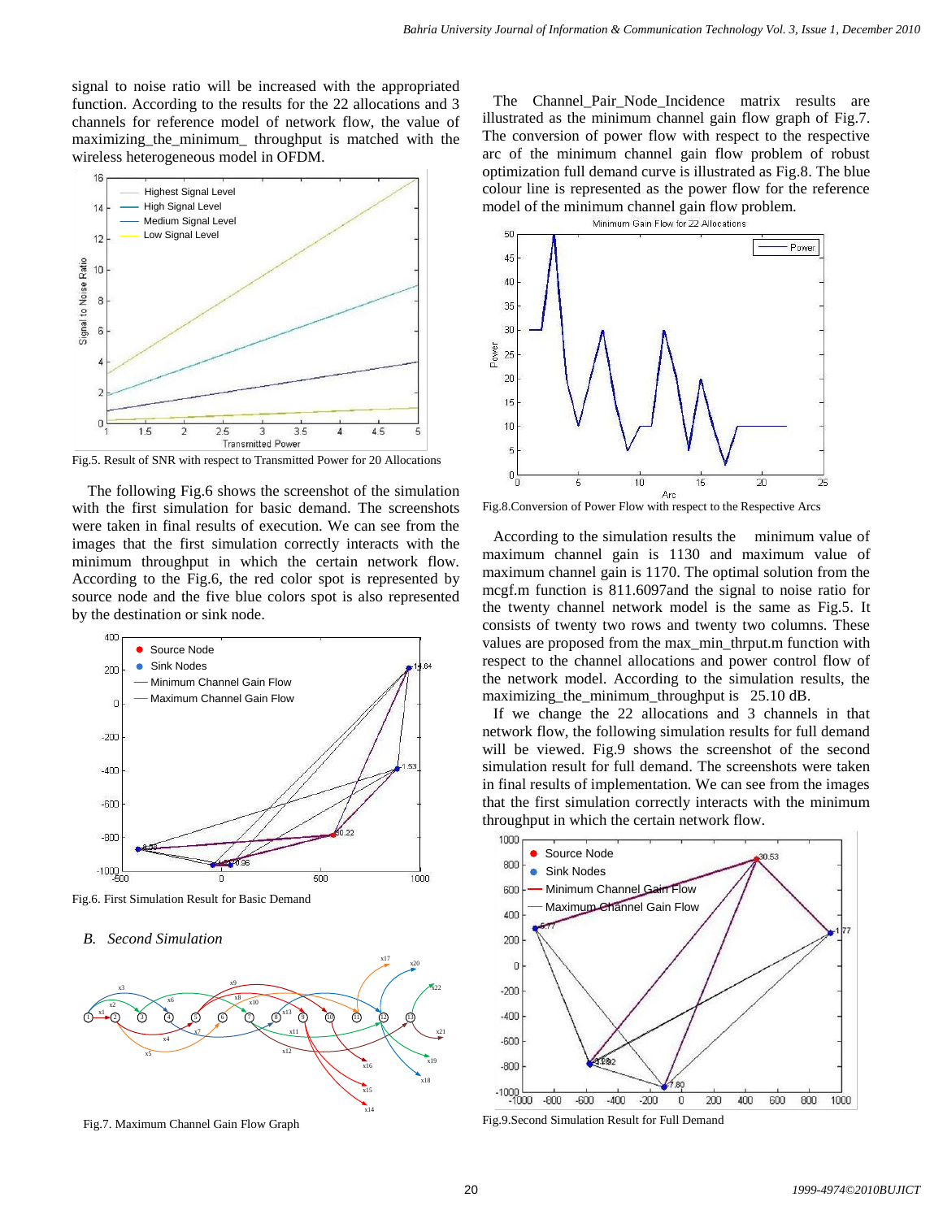signal to noise ratio will be increased with the appropriated function. According to the results for the 22 allocations and 3 channels for reference model of network flow, the value of maximizing_the_minimum_ throughput is matched with the wireless heterogeneous model in OFDM.

Fig.5. Result of SNR with respect to Transmitted Power for 20 Allocations

The following Fig.6 shows the screenshot of the simulation with the first simulation for basic demand. The screenshots were taken in final results of execution. We can see from the images that the first simulation correctly interacts with the minimum throughput in which the certain network flow. According to the Fig.6, the red color spot is represented by source node and the five blue colors spot is also represented by the destination or sink node.

Fig.6. First Simulation Result for Basic Demand

### B. *Second Simulation*

Fig.7. Maximum Channel Gain Flow Graph

The Channel_Pair_Node_Incidence matrix results are illustrated as the minimum channel gain flow graph of Fig.7. The conversion of power flow with respect to the respective arc of the minimum channel gain flow problem of robust optimization full demand curve is illustrated as Fig.8. The blue colour line is represented as the power flow for the reference model of the minimum channel gain flow problem.

Fig.8.Conversion of Power Flow with respect to the Respective Arcs

According to the simulation results the minimum value of maximum channel gain is 1130 and maximum value of maximum channel gain is 1170. The optimal solution from the mcgf.m function is 811.6097and the signal to noise ratio for the twenty channel network model is the same as Fig.5. It consists of twenty two rows and twenty two columns. These values are proposed from the max_min_thrput.m function with respect to the channel allocations and power control flow of the network model. According to the simulation results, the maximizing_the_minimum_throughput is 25.10 dB.

If we change the 22 allocations and 3 channels in that network flow, the following simulation results for full demand will be viewed. Fig.9 shows the screenshot of the second simulation result for full demand. The screenshots were taken in final results of implementation. We can see from the images that the first simulation correctly interacts with the minimum throughput in which the certain network flow.

Fig.9.Second Simulation Result for Full Demand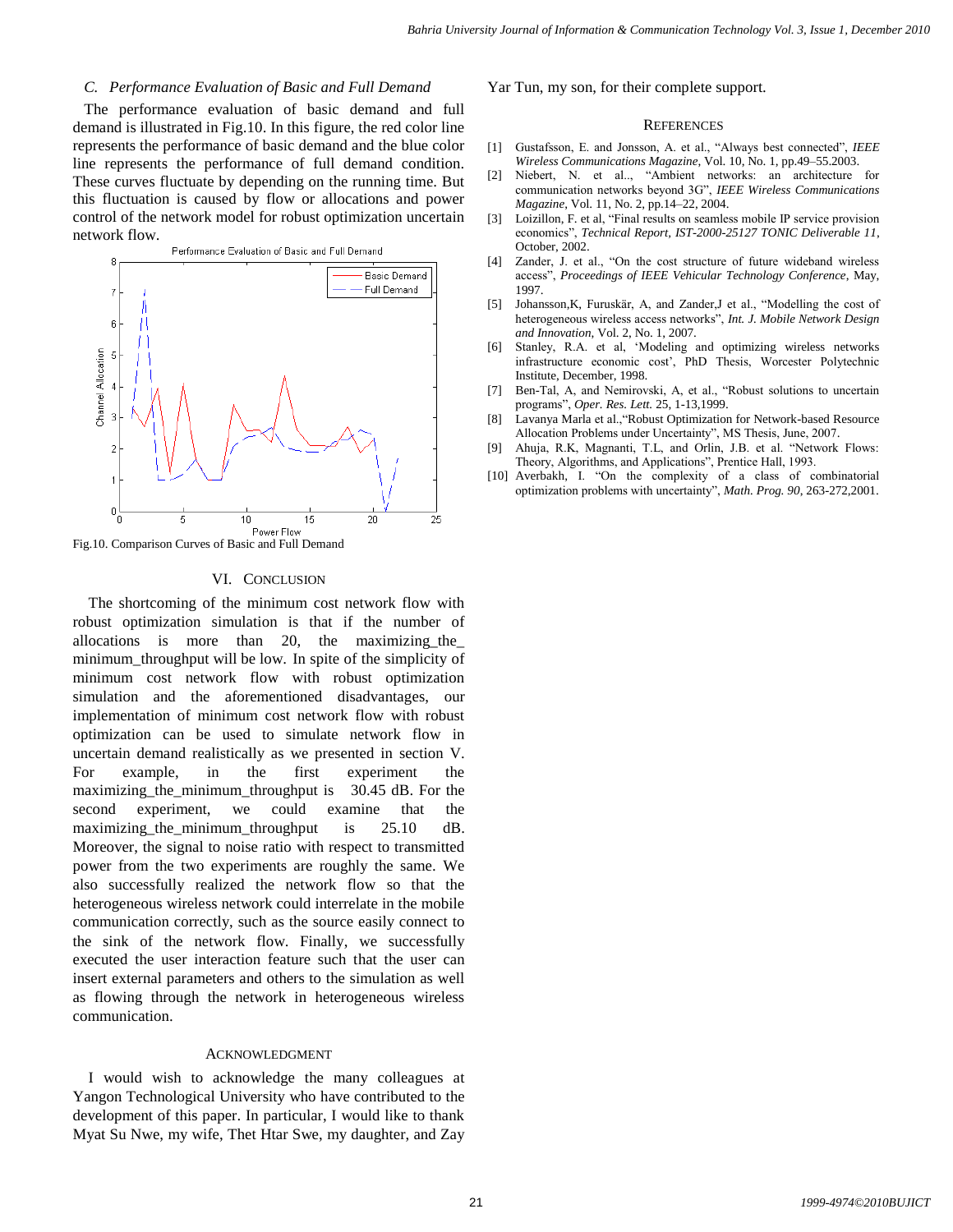### C. Performance Evaluation of Basic and Full Demand

The performance evaluation of basic demand and full demand is illustrated in Fig.10. In this figure, the red color line represents the performance of basic demand and the blue color line represents the performance of full demand condition. These curves fluctuate by depending on the running time. But this fluctuation is caused by flow or allocations and power control of the network model for robust optimization uncertain network flow.

Performance Evaluation of Basic and Full Demand

Basic Demand
Full Demand

Channel Allocation

Power Flow

0
1
2
3
4
5
6
7
8

0
5
10
15
20
25

Fig.10. Comparison Curves of Basic and Full Demand

## VI. Conclusion

The shortcoming of the minimum cost network flow with robust optimization simulation is that if the number of allocations is more than 20, the maximizing_the_minimum_throughput will be low. In spite of the simplicity of minimum cost network flow with robust optimization simulation and the aforementioned disadvantages, our implementation of minimum cost network flow with robust optimization can be used to simulate network flow in uncertain demand realistically as we presented in section V. For example, in the first experiment the maximizing_the_minimum_throughput is 30.45 dB. For the second experiment, we could examine that the maximizing_the_minimum_throughput is 25.10 dB. Moreover, the signal to noise ratio with respect to transmitted power from the two experiments are roughly the same. We also successfully realized the network flow so that the heterogeneous wireless network could interrelate in the mobile communication correctly, such as the source easily connect to the sink of the network flow. Finally, we successfully executed the user interaction feature such that the user can insert external parameters and others to the simulation as well as flowing through the network in heterogeneous wireless communication.

## Acknowledgment

I would wish to acknowledge the many colleagues at Yangon Technological University who have contributed to the development of this paper. In particular, I would like to thank Myat Su Nwe, my wife, Thet Htar Swe, my daughter, and Zay Yar Tun, my son, for their complete support.

## References

[1] Gustafsson, E. and Jonsson, A. et al., "Always best connected", *IEEE Wireless Communications Magazine*, Vol. 10, No. 1, pp.49–55.2003.

[2] Niebert, N. et al.., "Ambient networks: an architecture for communication networks beyond 3G", *IEEE Wireless Communications Magazine*, Vol. 11, No. 2, pp.14–22, 2004.

[3] Loizillon, F. et al, "Final results on seamless mobile IP service provision economics", *Technical Report, IST-2000-25127 TONIC Deliverable 11*, October, 2002.

[4] Zander, J. et al., "On the cost structure of future wideband wireless access", *Proceedings of IEEE Vehicular Technology Conference*, May, 1997.

[5] Johansson,K, Furuskär, A, and Zander,J et al., "Modelling the cost of heterogeneous wireless access networks", *Int. J. Mobile Network Design and Innovation*, Vol. 2, No. 1, 2007.

[6] Stanley, R.A. et al, 'Modeling and optimizing wireless networks infrastructure economic cost', PhD Thesis, Worcester Polytechnic Institute, December, 1998.

[7] Ben-Tal, A, and Nemirovski, A, et al., "Robust solutions to uncertain programs", *Oper. Res. Lett.* 25, 1-13,1999.

[8] Lavanya Marla et al.,"Robust Optimization for Network-based Resource Allocation Problems under Uncertainty", MS Thesis, June, 2007.

[9] Ahuja, R.K, Magnanti, T.L, and Orlin, J.B. et al. "Network Flows: Theory, Algorithms, and Applications", Prentice Hall, 1993.

[10] Averbakh, I. "On the complexity of a class of combinatorial optimization problems with uncertainty", *Math. Prog. 90*, 263-272,2001.